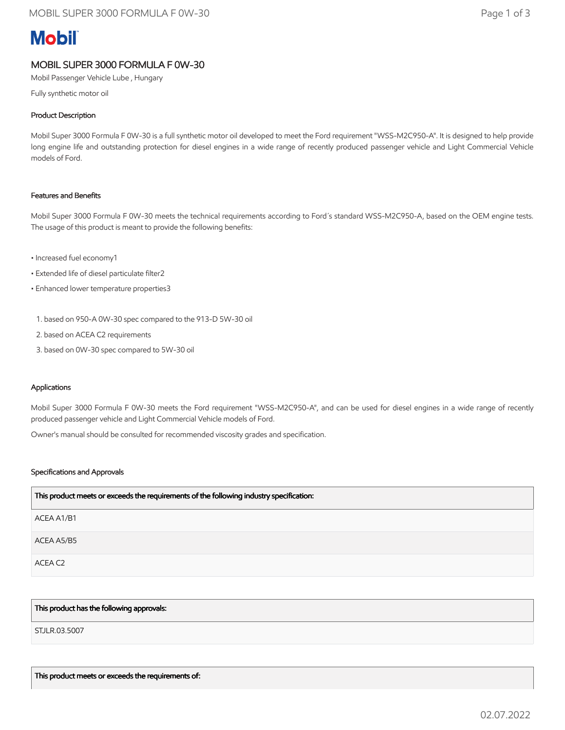**Mobil**

# MOBIL SUPER 3000 FORMULA F 0W-30

Mobil Passenger Vehicle Lube , Hungary

Fully synthetic motor oil

## Product Description

Mobil Super 3000 Formula F 0W-30 is a full synthetic motor oil developed to meet the Ford requirement "WSS-M2C950-A". It is designed to help provide long engine life and outstanding protection for diesel engines in a wide range of recently produced passenger vehicle and Light Commercial Vehicle models of Ford.

## Features and Benefits

Mobil Super 3000 Formula F 0W-30 meets the technical requirements according to Ford´s standard WSS-M2C950-A, based on the OEM engine tests. The usage of this product is meant to provide the following benefits:

• Increased fuel economy1

• Extended life of diesel particulate filter2

• Enhanced lower temperature properties3

1. based on 950-A 0W-30 spec compared to the 913-D 5W-30 oil
2. based on ACEA C2 requirements
3. based on 0W-30 spec compared to 5W-30 oil

## Applications

Mobil Super 3000 Formula F 0W-30 meets the Ford requirement "WSS-M2C950-A", and can be used for diesel engines in a wide range of recently produced passenger vehicle and Light Commercial Vehicle models of Ford.

Owner's manual should be consulted for recommended viscosity grades and specification.

## Specifications and Approvals

| This product meets or exceeds the requirements of the following industry specification: |
|---|
| ACEA A1/B1 |
| ACEA A5/B5 |
| ACEA C2 |

| This product has the following approvals: |
|---|
| STJLR.03.5007 |

| This product meets or exceeds the requirements of: |
|---|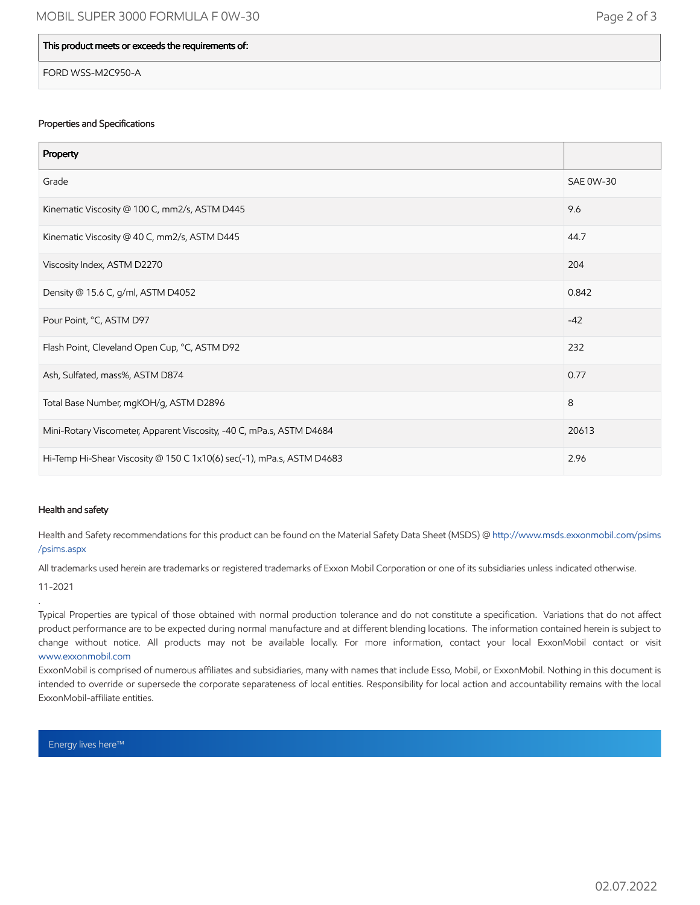| This product meets or exceeds the requirements of: |
| --- |
| FORD WSS-M2C950-A |

### Properties and Specifications

| Property | |
| --- | --- |
| Grade | SAE 0W-30 |
| Kinematic Viscosity @ 100 C, mm2/s, ASTM D445 | 9.6 |
| Kinematic Viscosity @ 40 C, mm2/s, ASTM D445 | 44.7 |
| Viscosity Index, ASTM D2270 | 204 |
| Density @ 15.6 C, g/ml, ASTM D4052 | 0.842 |
| Pour Point, °C, ASTM D97 | -42 |
| Flash Point, Cleveland Open Cup, °C, ASTM D92 | 232 |
| Ash, Sulfated, mass%, ASTM D874 | 0.77 |
| Total Base Number, mgKOH/g, ASTM D2896 | 8 |
| Mini-Rotary Viscometer, Apparent Viscosity, -40 C, mPa.s, ASTM D4684 | 20613 |
| Hi-Temp Hi-Shear Viscosity @ 150 C 1x10(6) sec(-1), mPa.s, ASTM D4683 | 2.96 |

### Health and safety

Health and Safety recommendations for this product can be found on the Material Safety Data Sheet (MSDS) @ http://www.msds.exxonmobil.com/psims/psims.aspx

All trademarks used herein are trademarks or registered trademarks of Exxon Mobil Corporation or one of its subsidiaries unless indicated otherwise.

11-2021

.

Typical Properties are typical of those obtained with normal production tolerance and do not constitute a specification. Variations that do not affect product performance are to be expected during normal manufacture and at different blending locations. The information contained herein is subject to change without notice. All products may not be available locally. For more information, contact your local ExxonMobil contact or visit www.exxonmobil.com

ExxonMobil is comprised of numerous affiliates and subsidiaries, many with names that include Esso, Mobil, or ExxonMobil. Nothing in this document is intended to override or supersede the corporate separateness of local entities. Responsibility for local action and accountability remains with the local ExxonMobil-affiliate entities.

Energy lives here™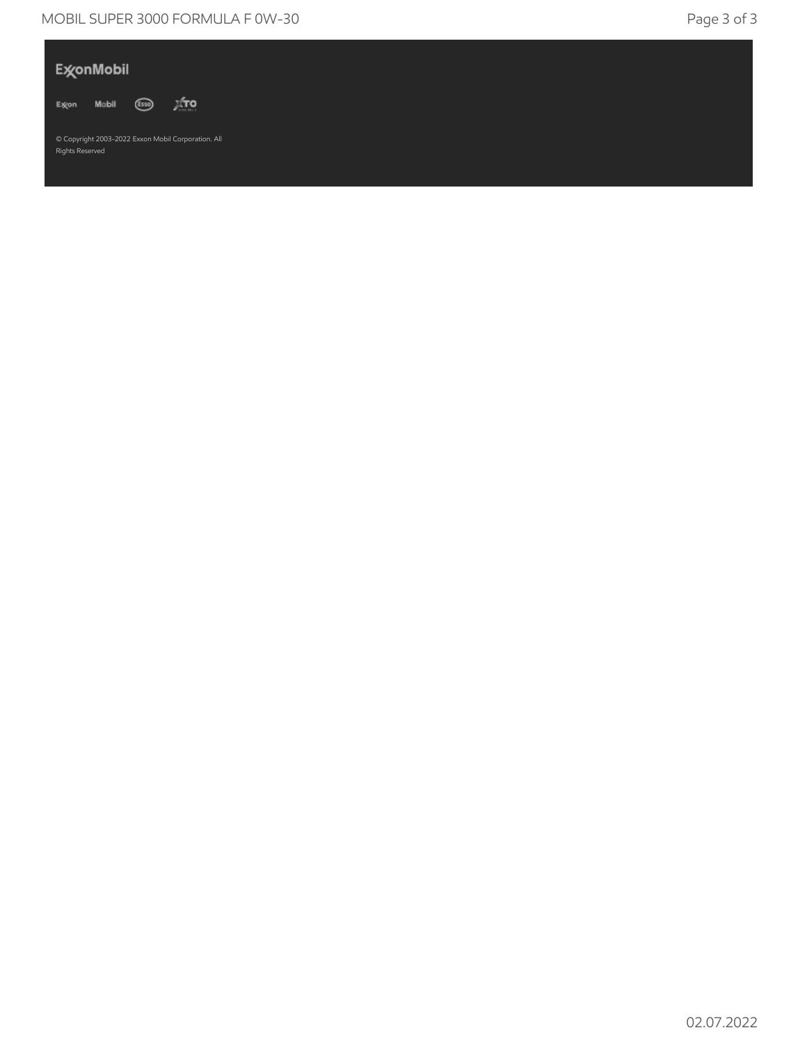ExxonMobil

Exxon Mobil Esso XTO

© Copyright 2003-2022 Exxon Mobil Corporation. All Rights Reserved